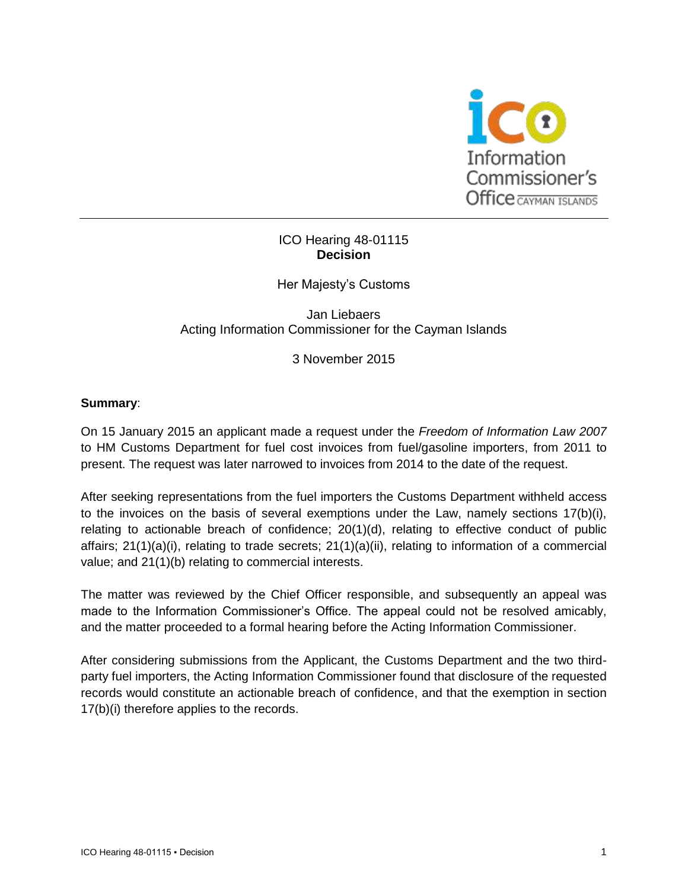Information Commissioner's Office CAYMAN ISLANDS

ICO Hearing 48-01115
**Decision**

Her Majesty's Customs

Jan Liebaers
Acting Information Commissioner for the Cayman Islands

3 November 2015

**Summary**:

On 15 January 2015 an applicant made a request under the *Freedom of Information Law 2007* to HM Customs Department for fuel cost invoices from fuel/gasoline importers, from 2011 to present. The request was later narrowed to invoices from 2014 to the date of the request.

After seeking representations from the fuel importers the Customs Department withheld access to the invoices on the basis of several exemptions under the Law, namely sections 17(b)(i), relating to actionable breach of confidence; 20(1)(d), relating to effective conduct of public affairs; 21(1)(a)(i), relating to trade secrets; 21(1)(a)(ii), relating to information of a commercial value; and 21(1)(b) relating to commercial interests.

The matter was reviewed by the Chief Officer responsible, and subsequently an appeal was made to the Information Commissioner's Office. The appeal could not be resolved amicably, and the matter proceeded to a formal hearing before the Acting Information Commissioner.

After considering submissions from the Applicant, the Customs Department and the two third-party fuel importers, the Acting Information Commissioner found that disclosure of the requested records would constitute an actionable breach of confidence, and that the exemption in section 17(b)(i) therefore applies to the records.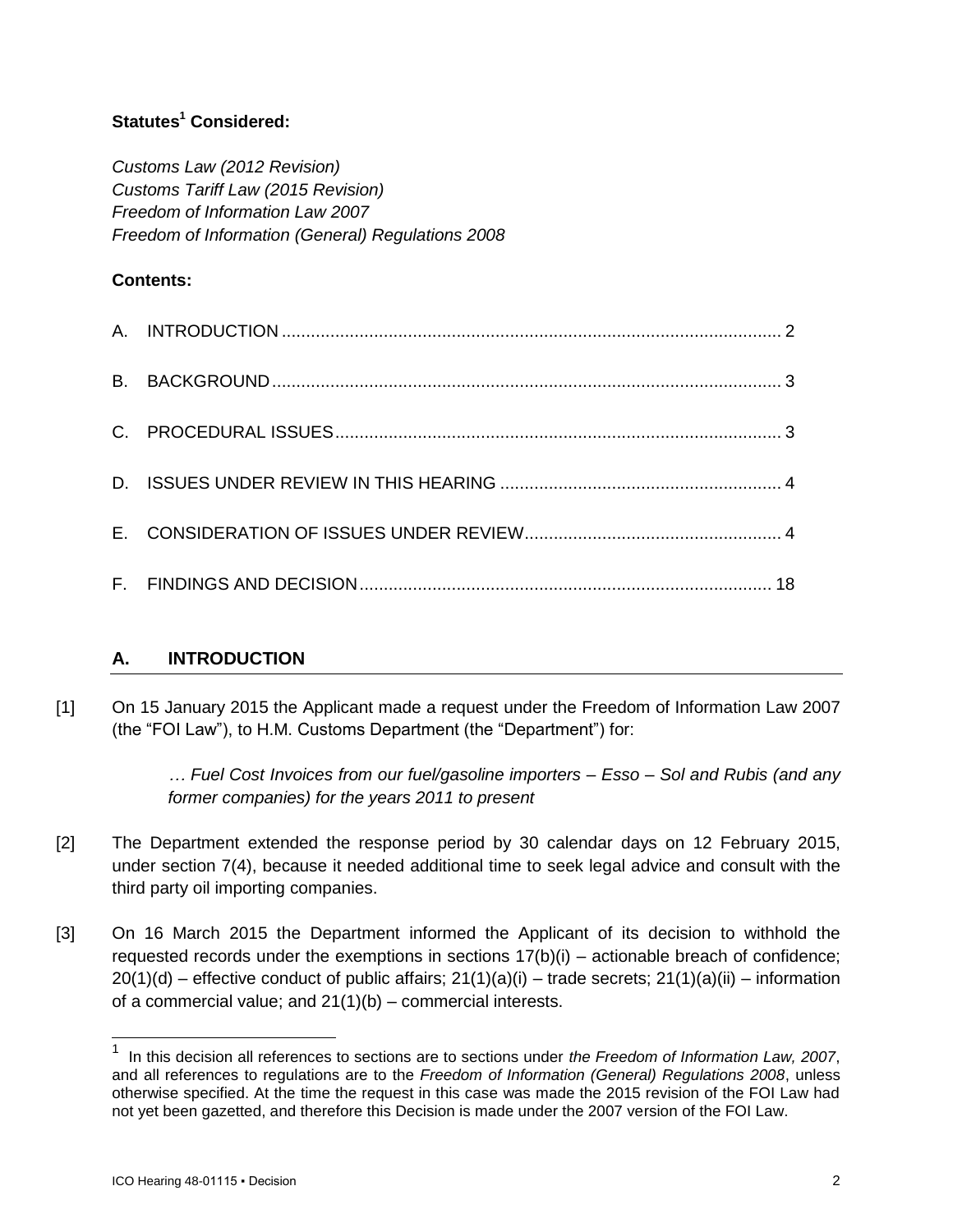**Statutes[1] Considered:**

*Customs Law (2012 Revision)*
*Customs Tariff Law (2015 Revision)*
*Freedom of Information Law 2007*
*Freedom of Information (General) Regulations 2008*

**Contents:**

A. INTRODUCTION ..................................................................................................... 2

B. BACKGROUND ....................................................................................................... 3

C. PROCEDURAL ISSUES .......................................................................................... 3

D. ISSUES UNDER REVIEW IN THIS HEARING ........................................................ 4

E. CONSIDERATION OF ISSUES UNDER REVIEW ................................................... 4

F. FINDINGS AND DECISION ................................................................................... 18

## A. INTRODUCTION

[1] On 15 January 2015 the Applicant made a request under the Freedom of Information Law 2007 (the "FOI Law"), to H.M. Customs Department (the "Department") for:

> *… Fuel Cost Invoices from our fuel/gasoline importers – Esso – Sol and Rubis (and any former companies) for the years 2011 to present*

[2] The Department extended the response period by 30 calendar days on 12 February 2015, under section 7(4), because it needed additional time to seek legal advice and consult with the third party oil importing companies.

[3] On 16 March 2015 the Department informed the Applicant of its decision to withhold the requested records under the exemptions in sections 17(b)(i) – actionable breach of confidence; 20(1)(d) – effective conduct of public affairs; 21(1)(a)(i) – trade secrets; 21(1)(a)(ii) – information of a commercial value; and 21(1)(b) – commercial interests.

---

[1] In this decision all references to sections are to sections under *the Freedom of Information Law, 2007*, and all references to regulations are to the *Freedom of Information (General) Regulations 2008*, unless otherwise specified. At the time the request in this case was made the 2015 revision of the FOI Law had not yet been gazetted, and therefore this Decision is made under the 2007 version of the FOI Law.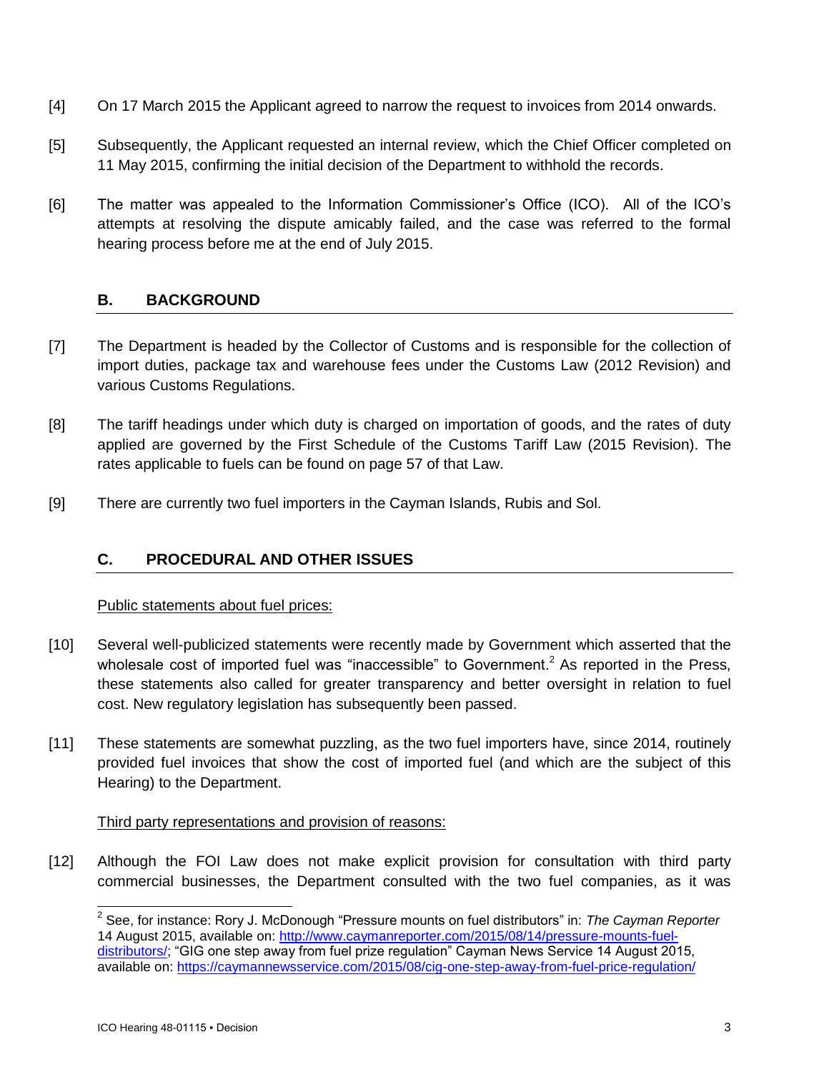[4] On 17 March 2015 the Applicant agreed to narrow the request to invoices from 2014 onwards.

[5] Subsequently, the Applicant requested an internal review, which the Chief Officer completed on 11 May 2015, confirming the initial decision of the Department to withhold the records.

[6] The matter was appealed to the Information Commissioner's Office (ICO). All of the ICO's attempts at resolving the dispute amicably failed, and the case was referred to the formal hearing process before me at the end of July 2015.

## B. BACKGROUND

[7] The Department is headed by the Collector of Customs and is responsible for the collection of import duties, package tax and warehouse fees under the Customs Law (2012 Revision) and various Customs Regulations.

[8] The tariff headings under which duty is charged on importation of goods, and the rates of duty applied are governed by the First Schedule of the Customs Tariff Law (2015 Revision). The rates applicable to fuels can be found on page 57 of that Law.

[9] There are currently two fuel importers in the Cayman Islands, Rubis and Sol.

## C. PROCEDURAL AND OTHER ISSUES

Public statements about fuel prices:

[10] Several well-publicized statements were recently made by Government which asserted that the wholesale cost of imported fuel was "inaccessible" to Government.[2] As reported in the Press, these statements also called for greater transparency and better oversight in relation to fuel cost. New regulatory legislation has subsequently been passed.

[11] These statements are somewhat puzzling, as the two fuel importers have, since 2014, routinely provided fuel invoices that show the cost of imported fuel (and which are the subject of this Hearing) to the Department.

Third party representations and provision of reasons:

[12] Although the FOI Law does not make explicit provision for consultation with third party commercial businesses, the Department consulted with the two fuel companies, as it was

[2] See, for instance: Rory J. McDonough "Pressure mounts on fuel distributors" in: *The Cayman Reporter* 14 August 2015, available on: http://www.caymanreporter.com/2015/08/14/pressure-mounts-fuel-distributors/; "GIG one step away from fuel prize regulation" Cayman News Service 14 August 2015, available on: https://caymannewsservice.com/2015/08/cig-one-step-away-from-fuel-price-regulation/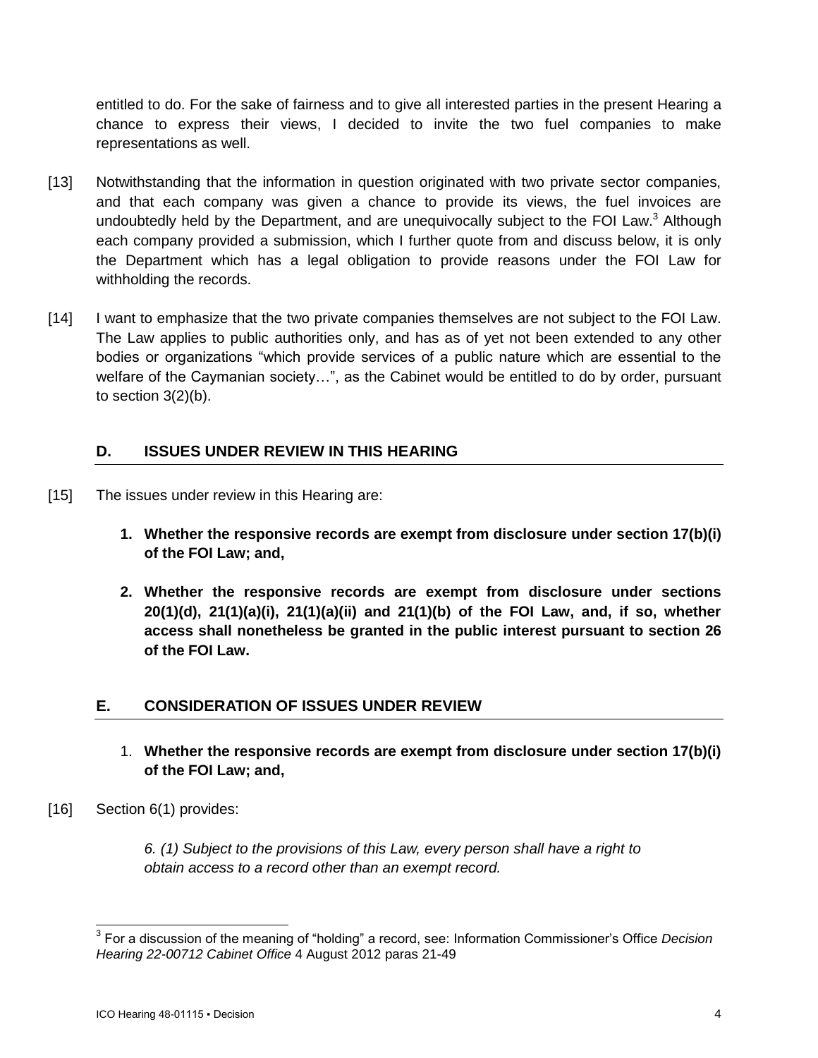entitled to do. For the sake of fairness and to give all interested parties in the present Hearing a chance to express their views, I decided to invite the two fuel companies to make representations as well.

[13] Notwithstanding that the information in question originated with two private sector companies, and that each company was given a chance to provide its views, the fuel invoices are undoubtedly held by the Department, and are unequivocally subject to the FOI Law.[3] Although each company provided a submission, which I further quote from and discuss below, it is only the Department which has a legal obligation to provide reasons under the FOI Law for withholding the records.

[14] I want to emphasize that the two private companies themselves are not subject to the FOI Law. The Law applies to public authorities only, and has as of yet not been extended to any other bodies or organizations "which provide services of a public nature which are essential to the welfare of the Caymanian society…", as the Cabinet would be entitled to do by order, pursuant to section 3(2)(b).

## D. ISSUES UNDER REVIEW IN THIS HEARING

[15] The issues under review in this Hearing are:

1. **Whether the responsive records are exempt from disclosure under section 17(b)(i) of the FOI Law; and,**

2. **Whether the responsive records are exempt from disclosure under sections 20(1)(d), 21(1)(a)(i), 21(1)(a)(ii) and 21(1)(b) of the FOI Law, and, if so, whether access shall nonetheless be granted in the public interest pursuant to section 26 of the FOI Law.**

## E. CONSIDERATION OF ISSUES UNDER REVIEW

1. **Whether the responsive records are exempt from disclosure under section 17(b)(i) of the FOI Law; and,**

[16] Section 6(1) provides:

*6. (1) Subject to the provisions of this Law, every person shall have a right to obtain access to a record other than an exempt record.*

[3] For a discussion of the meaning of "holding" a record, see: Information Commissioner's Office *Decision Hearing 22-00712 Cabinet Office* 4 August 2012 paras 21-49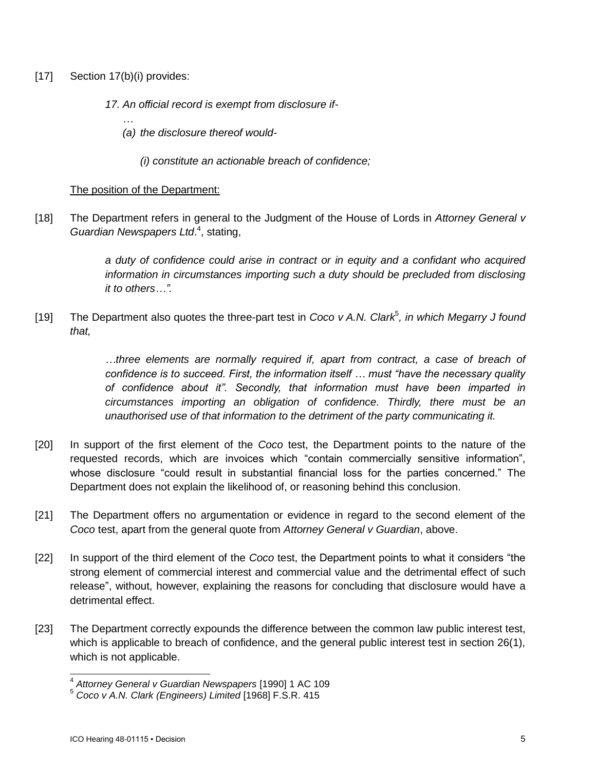[17] Section 17(b)(i) provides:

> *17. An official record is exempt from disclosure if-*
>
> *…*
>
> *(a) the disclosure thereof would-*
>
> *(i) constitute an actionable breach of confidence;*

<u>The position of the Department:</u>

[18] The Department refers in general to the Judgment of the House of Lords in *Attorney General v Guardian Newspapers Ltd*.[4], stating,

> *a duty of confidence could arise in contract or in equity and a confidant who acquired information in circumstances importing such a duty should be precluded from disclosing it to others…".*

[19] The Department also quotes the three-part test in *Coco v A.N. Clark*[5]*, in which Megarry J found that,*

> *…three elements are normally required if, apart from contract, a case of breach of confidence is to succeed. First, the information itself … must "have the necessary quality of confidence about it". Secondly, that information must have been imparted in circumstances importing an obligation of confidence. Thirdly, there must be an unauthorised use of that information to the detriment of the party communicating it.*

[20] In support of the first element of the *Coco* test, the Department points to the nature of the requested records, which are invoices which "contain commercially sensitive information", whose disclosure "could result in substantial financial loss for the parties concerned." The Department does not explain the likelihood of, or reasoning behind this conclusion.

[21] The Department offers no argumentation or evidence in regard to the second element of the *Coco* test, apart from the general quote from *Attorney General v Guardian*, above.

[22] In support of the third element of the *Coco* test, the Department points to what it considers "the strong element of commercial interest and commercial value and the detrimental effect of such release", without, however, explaining the reasons for concluding that disclosure would have a detrimental effect.

[23] The Department correctly expounds the difference between the common law public interest test, which is applicable to breach of confidence, and the general public interest test in section 26(1), which is not applicable.

---

[4] *Attorney General v Guardian Newspapers* [1990] 1 AC 109

[5] *Coco v A.N. Clark (Engineers) Limited* [1968] F.S.R. 415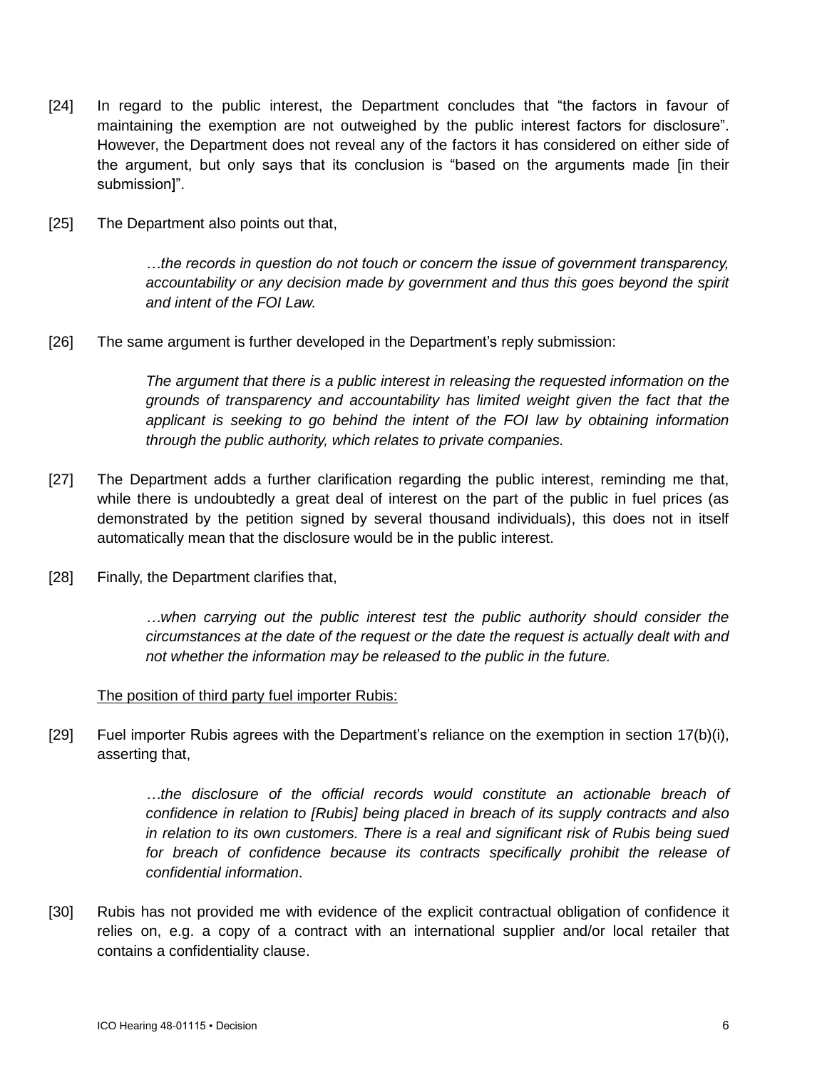[24] In regard to the public interest, the Department concludes that "the factors in favour of maintaining the exemption are not outweighed by the public interest factors for disclosure". However, the Department does not reveal any of the factors it has considered on either side of the argument, but only says that its conclusion is "based on the arguments made [in their submission]".

[25] The Department also points out that,

> *…the records in question do not touch or concern the issue of government transparency, accountability or any decision made by government and thus this goes beyond the spirit and intent of the FOI Law.*

[26] The same argument is further developed in the Department's reply submission:

> *The argument that there is a public interest in releasing the requested information on the grounds of transparency and accountability has limited weight given the fact that the applicant is seeking to go behind the intent of the FOI law by obtaining information through the public authority, which relates to private companies.*

[27] The Department adds a further clarification regarding the public interest, reminding me that, while there is undoubtedly a great deal of interest on the part of the public in fuel prices (as demonstrated by the petition signed by several thousand individuals), this does not in itself automatically mean that the disclosure would be in the public interest.

[28] Finally, the Department clarifies that,

> *…when carrying out the public interest test the public authority should consider the circumstances at the date of the request or the date the request is actually dealt with and not whether the information may be released to the public in the future.*

<u>The position of third party fuel importer Rubis:</u>

[29] Fuel importer Rubis agrees with the Department's reliance on the exemption in section 17(b)(i), asserting that,

> *…the disclosure of the official records would constitute an actionable breach of confidence in relation to [Rubis] being placed in breach of its supply contracts and also in relation to its own customers. There is a real and significant risk of Rubis being sued for breach of confidence because its contracts specifically prohibit the release of confidential information*.

[30] Rubis has not provided me with evidence of the explicit contractual obligation of confidence it relies on, e.g. a copy of a contract with an international supplier and/or local retailer that contains a confidentiality clause.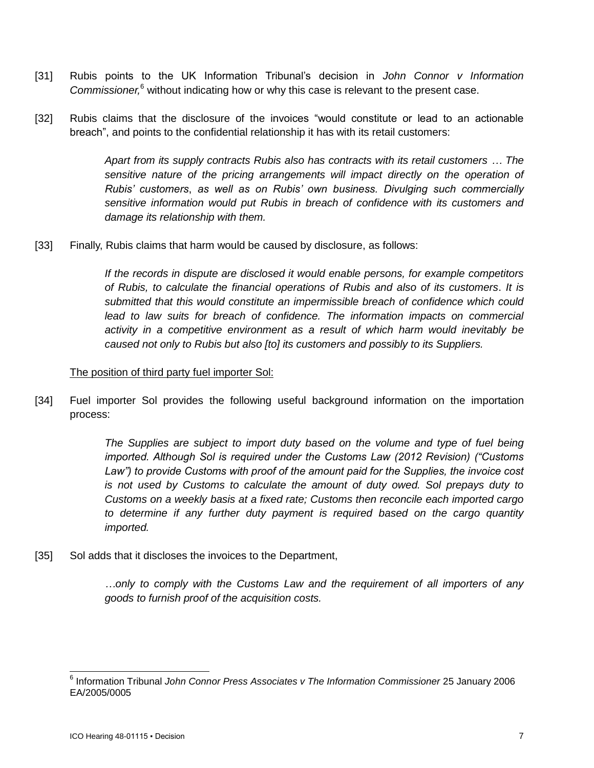[31] Rubis points to the UK Information Tribunal's decision in *John Connor v Information Commissioner,*[6] without indicating how or why this case is relevant to the present case.

[32] Rubis claims that the disclosure of the invoices "would constitute or lead to an actionable breach", and points to the confidential relationship it has with its retail customers:

> *Apart from its supply contracts Rubis also has contracts with its retail customers … The sensitive nature of the pricing arrangements will impact directly on the operation of Rubis' customers*, *as well as on Rubis' own business. Divulging such commercially sensitive information would put Rubis in breach of confidence with its customers and damage its relationship with them.*

[33] Finally, Rubis claims that harm would be caused by disclosure, as follows:

> *If the records in dispute are disclosed it would enable persons, for example competitors of Rubis, to calculate the financial operations of Rubis and also of its customers*. *It is submitted that this would constitute an impermissible breach of confidence which could lead to law suits for breach of confidence. The information impacts on commercial activity in a competitive environment as a result of which harm would inevitably be caused not only to Rubis but also [to] its customers and possibly to its Suppliers.*

<u>The position of third party fuel importer Sol:</u>

[34] Fuel importer Sol provides the following useful background information on the importation process:

> *The Supplies are subject to import duty based on the volume and type of fuel being imported. Although Sol is required under the Customs Law (2012 Revision) ("Customs Law") to provide Customs with proof of the amount paid for the Supplies, the invoice cost is not used by Customs to calculate the amount of duty owed. Sol prepays duty to Customs on a weekly basis at a fixed rate; Customs then reconcile each imported cargo to determine if any further duty payment is required based on the cargo quantity imported.*

[35] Sol adds that it discloses the invoices to the Department,

> *…only to comply with the Customs Law and the requirement of all importers of any goods to furnish proof of the acquisition costs.*

---

[6] Information Tribunal *John Connor Press Associates v The Information Commissioner* 25 January 2006 EA/2005/0005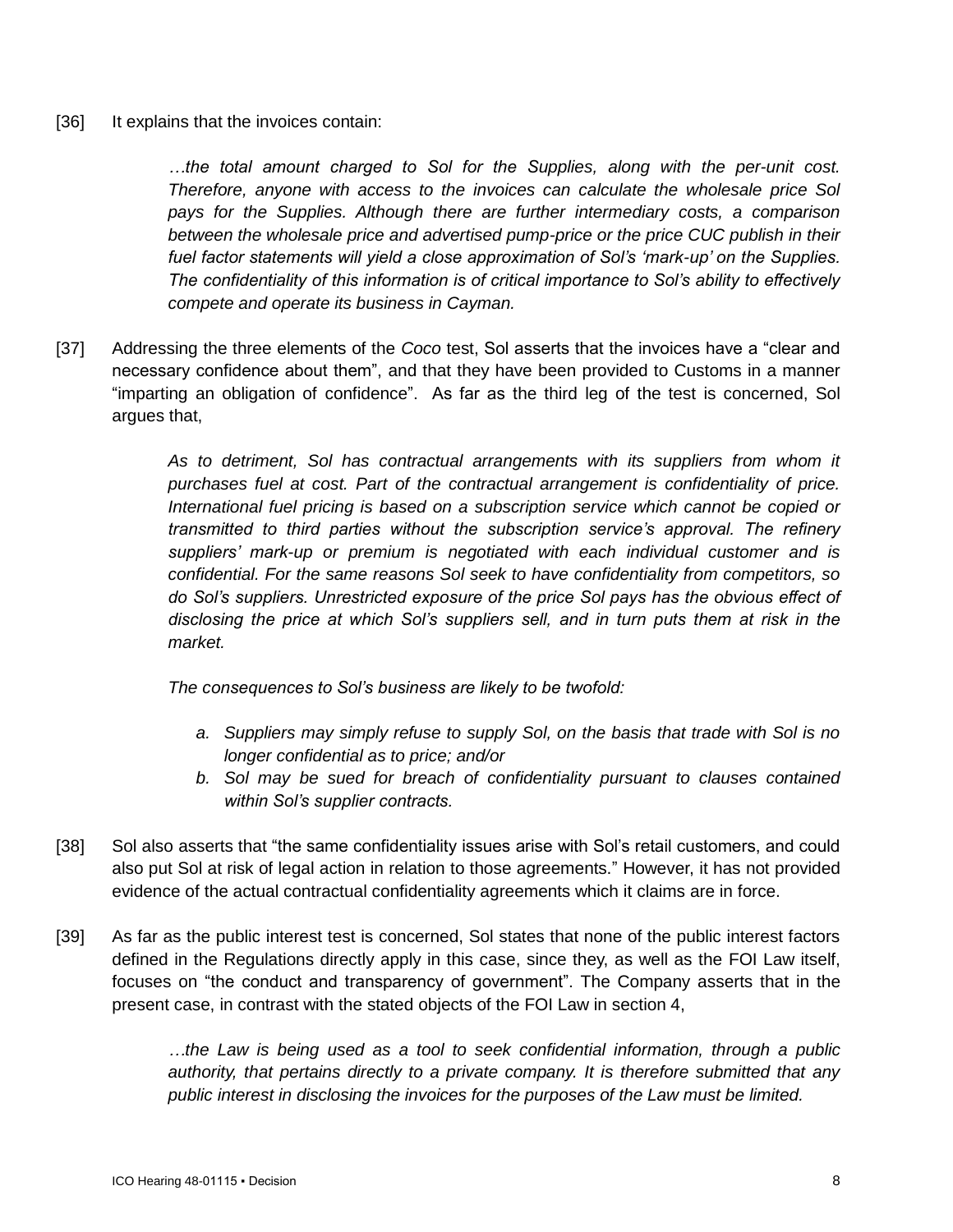[36] It explains that the invoices contain:

> *…the total amount charged to Sol for the Supplies, along with the per-unit cost. Therefore, anyone with access to the invoices can calculate the wholesale price Sol pays for the Supplies. Although there are further intermediary costs, a comparison between the wholesale price and advertised pump-price or the price CUC publish in their fuel factor statements will yield a close approximation of Sol's 'mark-up' on the Supplies. The confidentiality of this information is of critical importance to Sol's ability to effectively compete and operate its business in Cayman.*

[37] Addressing the three elements of the *Coco* test, Sol asserts that the invoices have a "clear and necessary confidence about them", and that they have been provided to Customs in a manner "imparting an obligation of confidence". As far as the third leg of the test is concerned, Sol argues that,

> *As to detriment, Sol has contractual arrangements with its suppliers from whom it purchases fuel at cost. Part of the contractual arrangement is confidentiality of price. International fuel pricing is based on a subscription service which cannot be copied or transmitted to third parties without the subscription service's approval. The refinery suppliers' mark-up or premium is negotiated with each individual customer and is confidential. For the same reasons Sol seek to have confidentiality from competitors, so do Sol's suppliers. Unrestricted exposure of the price Sol pays has the obvious effect of disclosing the price at which Sol's suppliers sell, and in turn puts them at risk in the market.*
>
> *The consequences to Sol's business are likely to be twofold:*
>
> *a. Suppliers may simply refuse to supply Sol, on the basis that trade with Sol is no longer confidential as to price; and/or*
>
> *b. Sol may be sued for breach of confidentiality pursuant to clauses contained within Sol's supplier contracts.*

[38] Sol also asserts that "the same confidentiality issues arise with Sol's retail customers, and could also put Sol at risk of legal action in relation to those agreements." However, it has not provided evidence of the actual contractual confidentiality agreements which it claims are in force.

[39] As far as the public interest test is concerned, Sol states that none of the public interest factors defined in the Regulations directly apply in this case, since they, as well as the FOI Law itself, focuses on "the conduct and transparency of government". The Company asserts that in the present case, in contrast with the stated objects of the FOI Law in section 4,

> *…the Law is being used as a tool to seek confidential information, through a public authority, that pertains directly to a private company. It is therefore submitted that any public interest in disclosing the invoices for the purposes of the Law must be limited.*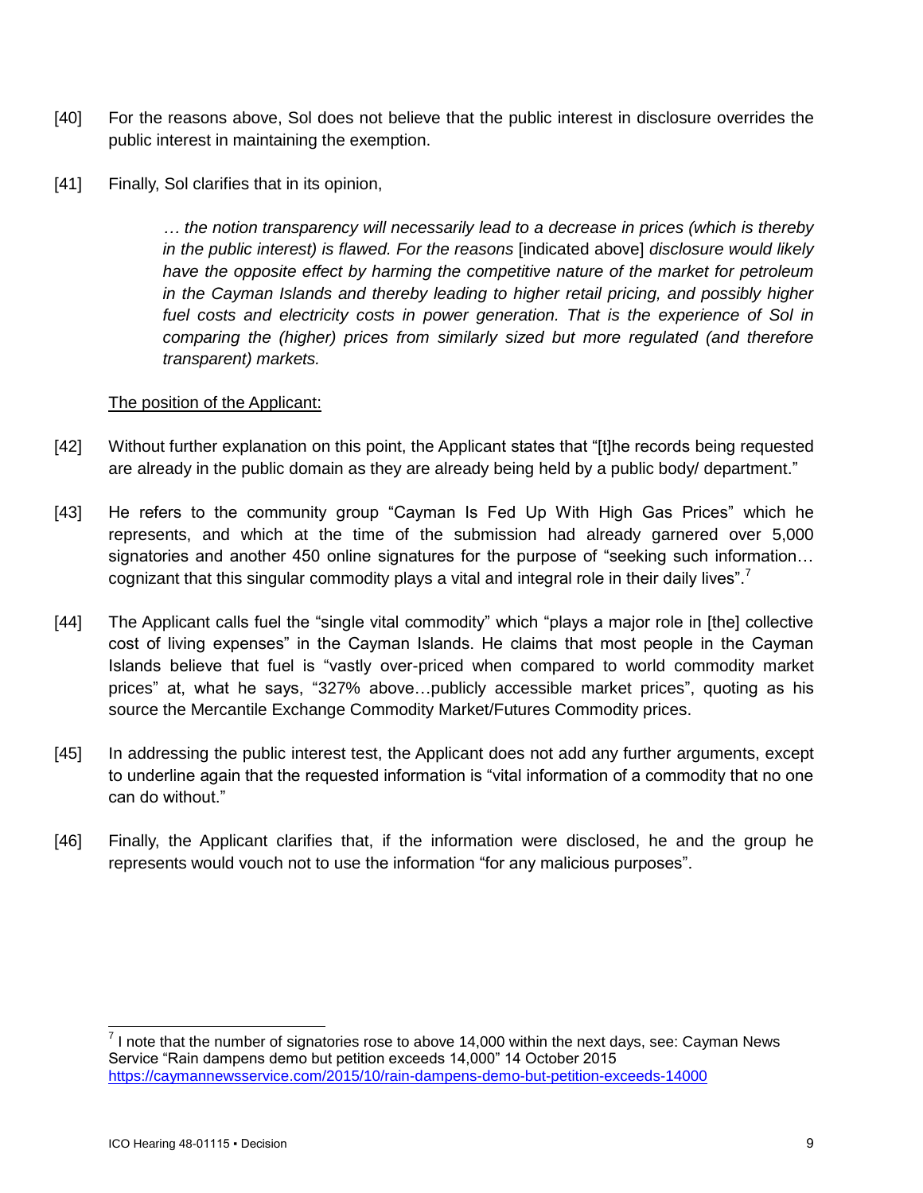[40] For the reasons above, Sol does not believe that the public interest in disclosure overrides the public interest in maintaining the exemption.

[41] Finally, Sol clarifies that in its opinion,

> *… the notion transparency will necessarily lead to a decrease in prices (which is thereby in the public interest) is flawed. For the reasons* [indicated above] *disclosure would likely have the opposite effect by harming the competitive nature of the market for petroleum in the Cayman Islands and thereby leading to higher retail pricing, and possibly higher fuel costs and electricity costs in power generation. That is the experience of Sol in comparing the (higher) prices from similarly sized but more regulated (and therefore transparent) markets.*

<u>The position of the Applicant:</u>

[42] Without further explanation on this point, the Applicant states that "[t]he records being requested are already in the public domain as they are already being held by a public body/ department."

[43] He refers to the community group "Cayman Is Fed Up With High Gas Prices" which he represents, and which at the time of the submission had already garnered over 5,000 signatories and another 450 online signatures for the purpose of "seeking such information… cognizant that this singular commodity plays a vital and integral role in their daily lives".[7]

[44] The Applicant calls fuel the "single vital commodity" which "plays a major role in [the] collective cost of living expenses" in the Cayman Islands. He claims that most people in the Cayman Islands believe that fuel is "vastly over-priced when compared to world commodity market prices" at, what he says, "327% above…publicly accessible market prices", quoting as his source the Mercantile Exchange Commodity Market/Futures Commodity prices.

[45] In addressing the public interest test, the Applicant does not add any further arguments, except to underline again that the requested information is "vital information of a commodity that no one can do without."

[46] Finally, the Applicant clarifies that, if the information were disclosed, he and the group he represents would vouch not to use the information "for any malicious purposes".

---

[7] I note that the number of signatories rose to above 14,000 within the next days, see: Cayman News Service "Rain dampens demo but petition exceeds 14,000" 14 October 2015 https://caymannewsservice.com/2015/10/rain-dampens-demo-but-petition-exceeds-14000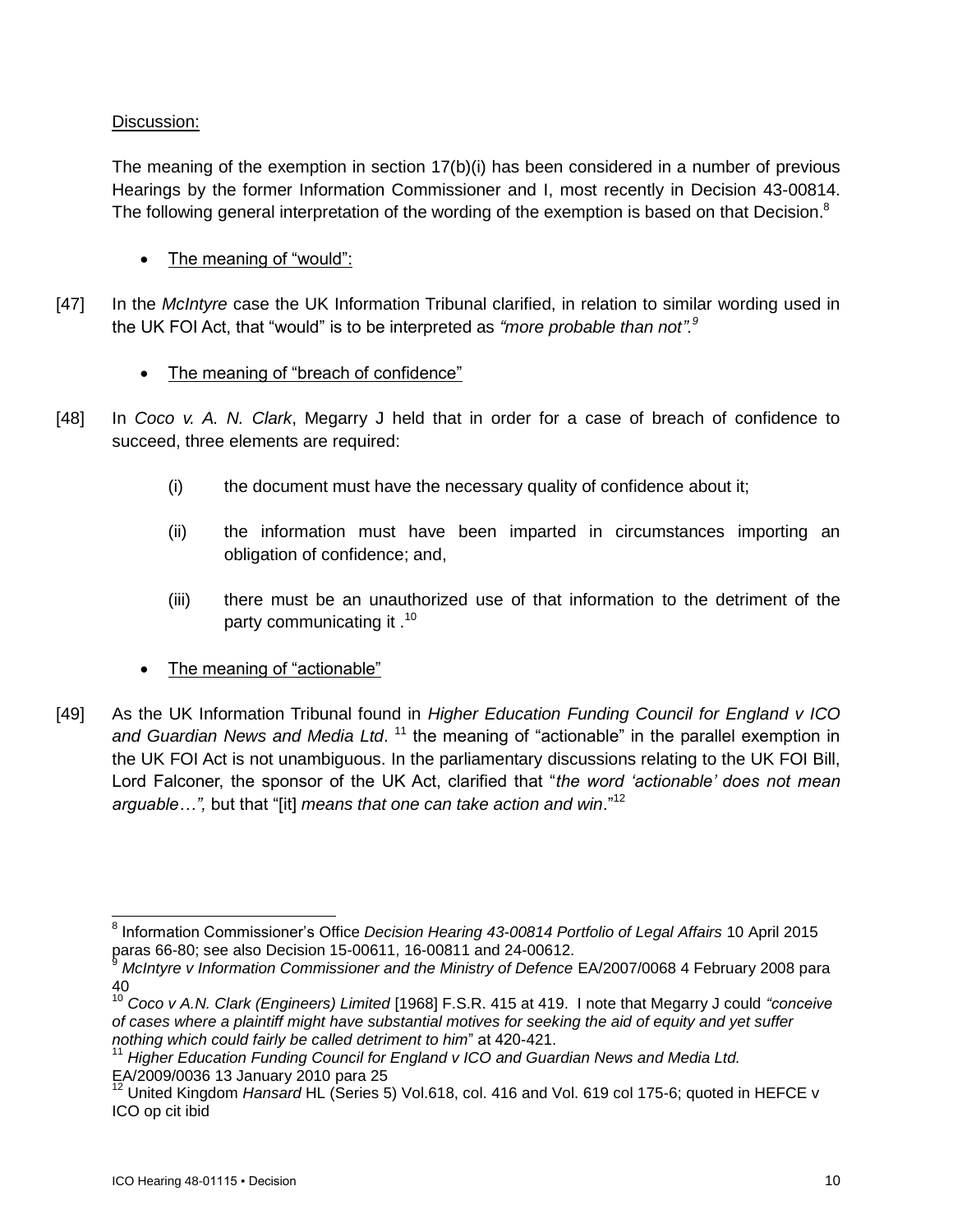Discussion:

The meaning of the exemption in section 17(b)(i) has been considered in a number of previous Hearings by the former Information Commissioner and I, most recently in Decision 43-00814. The following general interpretation of the wording of the exemption is based on that Decision.[8]

- The meaning of "would":

[47] In the *McIntyre* case the UK Information Tribunal clarified, in relation to similar wording used in the UK FOI Act, that "would" is to be interpreted as *"more probable than not"*.[9]

- The meaning of "breach of confidence"

[48] In *Coco v. A. N. Clark*, Megarry J held that in order for a case of breach of confidence to succeed, three elements are required:

(i) the document must have the necessary quality of confidence about it;

(ii) the information must have been imparted in circumstances importing an obligation of confidence; and,

(iii) there must be an unauthorized use of that information to the detriment of the party communicating it .[10]

- The meaning of "actionable"

[49] As the UK Information Tribunal found in *Higher Education Funding Council for England v ICO and Guardian News and Media Ltd*. [11] the meaning of "actionable" in the parallel exemption in the UK FOI Act is not unambiguous. In the parliamentary discussions relating to the UK FOI Bill, Lord Falconer, the sponsor of the UK Act, clarified that "*the word 'actionable' does not mean arguable…",* but that "[it] *means that one can take action and win*."[12]

---

[8] Information Commissioner's Office *Decision Hearing 43-00814 Portfolio of Legal Affairs* 10 April 2015 paras 66-80; see also Decision 15-00611, 16-00811 and 24-00612.

[9] *McIntyre v Information Commissioner and the Ministry of Defence* EA/2007/0068 4 February 2008 para 40

[10] *Coco v A.N. Clark (Engineers) Limited* [1968] F.S.R. 415 at 419. I note that Megarry J could *"conceive of cases where a plaintiff might have substantial motives for seeking the aid of equity and yet suffer nothing which could fairly be called detriment to him*" at 420-421.

[11] *Higher Education Funding Council for England v ICO and Guardian News and Media Ltd.* EA/2009/0036 13 January 2010 para 25

[12] United Kingdom *Hansard* HL (Series 5) Vol.618, col. 416 and Vol. 619 col 175-6; quoted in HEFCE v ICO op cit ibid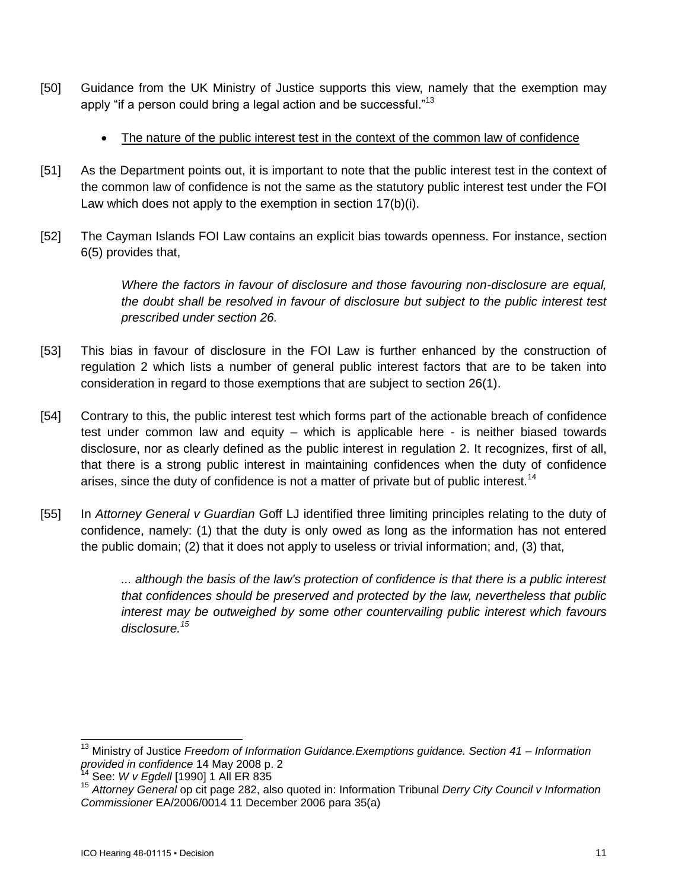[50] Guidance from the UK Ministry of Justice supports this view, namely that the exemption may apply "if a person could bring a legal action and be successful."[13]

- The nature of the public interest test in the context of the common law of confidence

[51] As the Department points out, it is important to note that the public interest test in the context of the common law of confidence is not the same as the statutory public interest test under the FOI Law which does not apply to the exemption in section 17(b)(i).

[52] The Cayman Islands FOI Law contains an explicit bias towards openness. For instance, section 6(5) provides that,

> *Where the factors in favour of disclosure and those favouring non-disclosure are equal, the doubt shall be resolved in favour of disclosure but subject to the public interest test prescribed under section 26.*

[53] This bias in favour of disclosure in the FOI Law is further enhanced by the construction of regulation 2 which lists a number of general public interest factors that are to be taken into consideration in regard to those exemptions that are subject to section 26(1).

[54] Contrary to this, the public interest test which forms part of the actionable breach of confidence test under common law and equity – which is applicable here - is neither biased towards disclosure, nor as clearly defined as the public interest in regulation 2. It recognizes, first of all, that there is a strong public interest in maintaining confidences when the duty of confidence arises, since the duty of confidence is not a matter of private but of public interest.[14]

[55] In *Attorney General v Guardian* Goff LJ identified three limiting principles relating to the duty of confidence, namely: (1) that the duty is only owed as long as the information has not entered the public domain; (2) that it does not apply to useless or trivial information; and, (3) that,

> *... although the basis of the law's protection of confidence is that there is a public interest that confidences should be preserved and protected by the law, nevertheless that public interest may be outweighed by some other countervailing public interest which favours disclosure.*[15]

---

[13] Ministry of Justice *Freedom of Information Guidance.Exemptions guidance. Section 41 – Information provided in confidence* 14 May 2008 p. 2

[14] See: *W v Egdell* [1990] 1 All ER 835

[15] *Attorney General* op cit page 282, also quoted in: Information Tribunal *Derry City Council v Information Commissioner* EA/2006/0014 11 December 2006 para 35(a)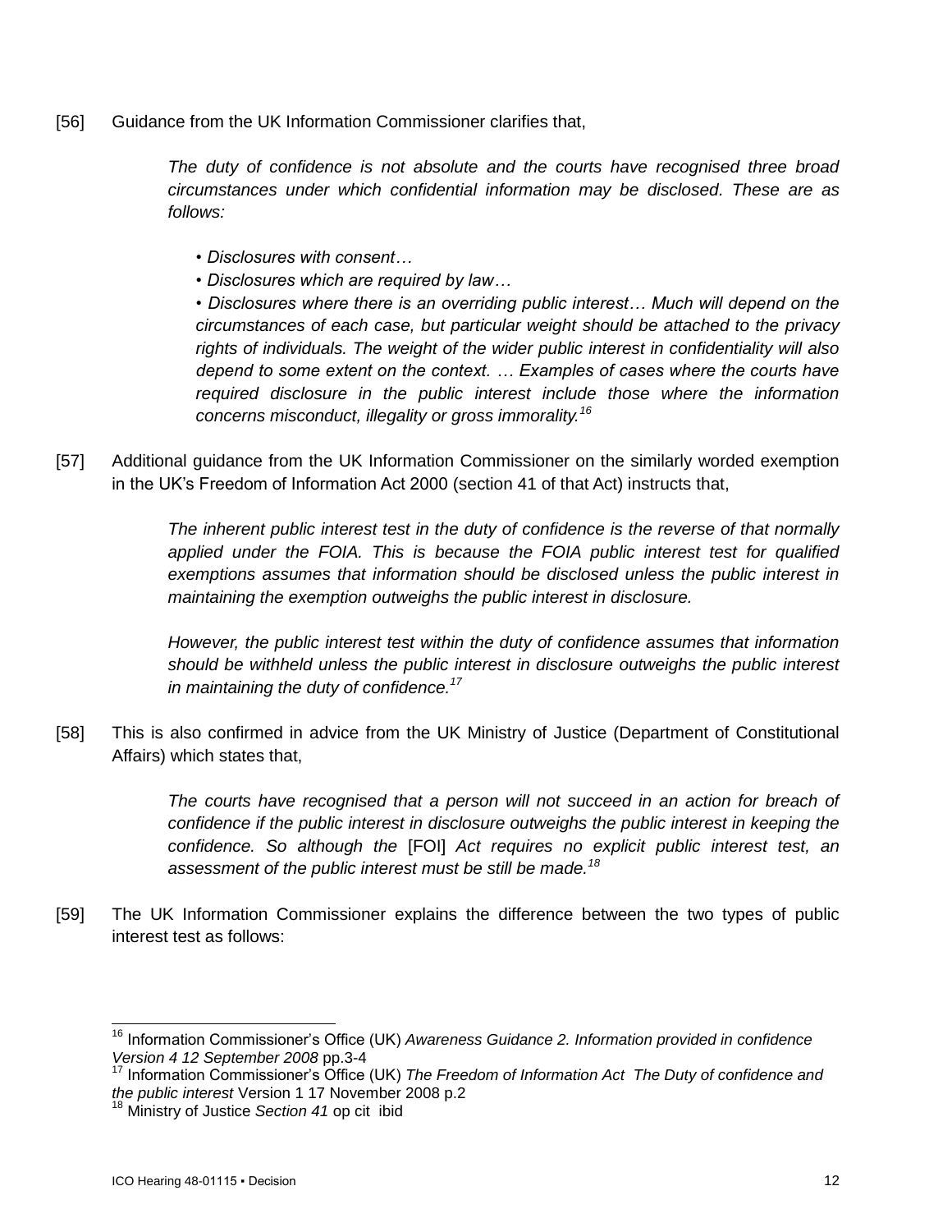[56] Guidance from the UK Information Commissioner clarifies that,

> *The duty of confidence is not absolute and the courts have recognised three broad circumstances under which confidential information may be disclosed. These are as follows:*
>
> - *Disclosures with consent…*
> - *Disclosures which are required by law…*
> - *Disclosures where there is an overriding public interest… Much will depend on the circumstances of each case, but particular weight should be attached to the privacy rights of individuals. The weight of the wider public interest in confidentiality will also depend to some extent on the context. … Examples of cases where the courts have required disclosure in the public interest include those where the information concerns misconduct, illegality or gross immorality.*[16]

[57] Additional guidance from the UK Information Commissioner on the similarly worded exemption in the UK's Freedom of Information Act 2000 (section 41 of that Act) instructs that,

> *The inherent public interest test in the duty of confidence is the reverse of that normally applied under the FOIA. This is because the FOIA public interest test for qualified exemptions assumes that information should be disclosed unless the public interest in maintaining the exemption outweighs the public interest in disclosure.*
>
> *However, the public interest test within the duty of confidence assumes that information should be withheld unless the public interest in disclosure outweighs the public interest in maintaining the duty of confidence.*[17]

[58] This is also confirmed in advice from the UK Ministry of Justice (Department of Constitutional Affairs) which states that,

> *The courts have recognised that a person will not succeed in an action for breach of confidence if the public interest in disclosure outweighs the public interest in keeping the confidence. So although the* [FOI] *Act requires no explicit public interest test, an assessment of the public interest must be still be made.*[18]

[59] The UK Information Commissioner explains the difference between the two types of public interest test as follows:

---

[16] Information Commissioner's Office (UK) *Awareness Guidance 2. Information provided in confidence Version 4 12 September 2008* pp.3-4

[17] Information Commissioner's Office (UK) *The Freedom of Information Act The Duty of confidence and the public interest* Version 1 17 November 2008 p.2

[18] Ministry of Justice *Section 41* op cit ibid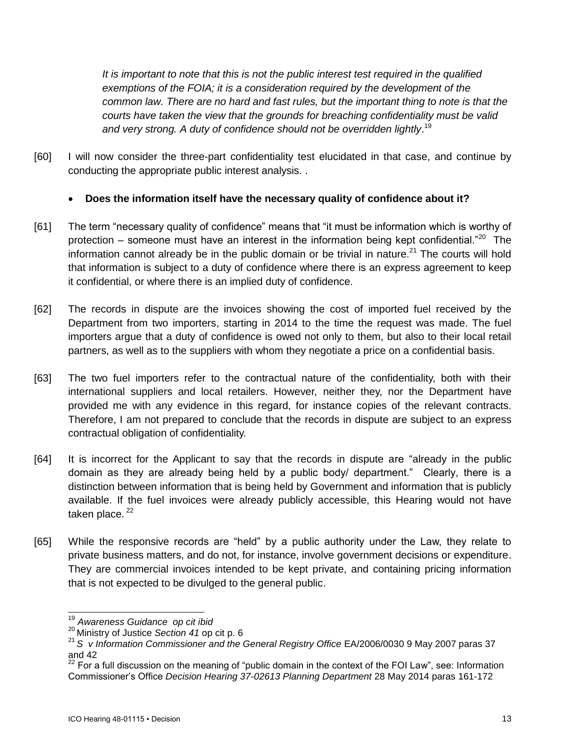*It is important to note that this is not the public interest test required in the qualified exemptions of the FOIA; it is a consideration required by the development of the common law. There are no hard and fast rules, but the important thing to note is that the courts have taken the view that the grounds for breaching confidentiality must be valid and very strong. A duty of confidence should not be overridden lightly*.[19]

[60] I will now consider the three-part confidentiality test elucidated in that case, and continue by conducting the appropriate public interest analysis. .

- **Does the information itself have the necessary quality of confidence about it?**

[61] The term "necessary quality of confidence" means that "it must be information which is worthy of protection – someone must have an interest in the information being kept confidential."[20] The information cannot already be in the public domain or be trivial in nature.[21] The courts will hold that information is subject to a duty of confidence where there is an express agreement to keep it confidential, or where there is an implied duty of confidence.

[62] The records in dispute are the invoices showing the cost of imported fuel received by the Department from two importers, starting in 2014 to the time the request was made. The fuel importers argue that a duty of confidence is owed not only to them, but also to their local retail partners, as well as to the suppliers with whom they negotiate a price on a confidential basis.

[63] The two fuel importers refer to the contractual nature of the confidentiality, both with their international suppliers and local retailers. However, neither they, nor the Department have provided me with any evidence in this regard, for instance copies of the relevant contracts. Therefore, I am not prepared to conclude that the records in dispute are subject to an express contractual obligation of confidentiality.

[64] It is incorrect for the Applicant to say that the records in dispute are "already in the public domain as they are already being held by a public body/ department." Clearly, there is a distinction between information that is being held by Government and information that is publicly available. If the fuel invoices were already publicly accessible, this Hearing would not have taken place. [22]

[65] While the responsive records are "held" by a public authority under the Law, they relate to private business matters, and do not, for instance, involve government decisions or expenditure. They are commercial invoices intended to be kept private, and containing pricing information that is not expected to be divulged to the general public.

---

[19] *Awareness Guidance op cit ibid*

[20] Ministry of Justice *Section 41* op cit p. 6

[21] *S v Information Commissioner and the General Registry Office* EA/2006/0030 9 May 2007 paras 37 and 42

[22] For a full discussion on the meaning of "public domain in the context of the FOI Law", see: Information Commissioner's Office *Decision Hearing 37-02613 Planning Department* 28 May 2014 paras 161-172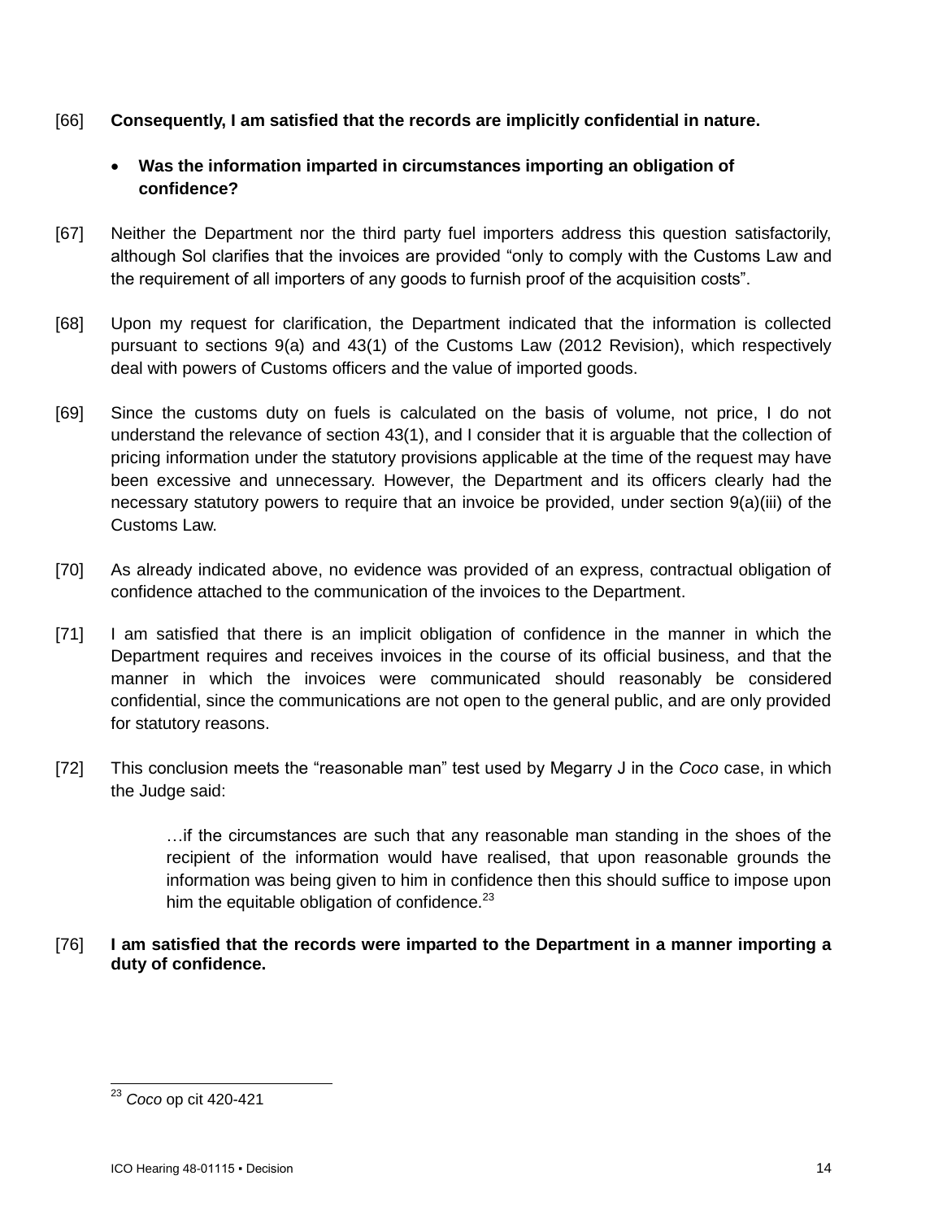[66] **Consequently, I am satisfied that the records are implicitly confidential in nature.**

- **Was the information imparted in circumstances importing an obligation of confidence?**

[67] Neither the Department nor the third party fuel importers address this question satisfactorily, although Sol clarifies that the invoices are provided "only to comply with the Customs Law and the requirement of all importers of any goods to furnish proof of the acquisition costs".

[68] Upon my request for clarification, the Department indicated that the information is collected pursuant to sections 9(a) and 43(1) of the Customs Law (2012 Revision), which respectively deal with powers of Customs officers and the value of imported goods.

[69] Since the customs duty on fuels is calculated on the basis of volume, not price, I do not understand the relevance of section 43(1), and I consider that it is arguable that the collection of pricing information under the statutory provisions applicable at the time of the request may have been excessive and unnecessary. However, the Department and its officers clearly had the necessary statutory powers to require that an invoice be provided, under section 9(a)(iii) of the Customs Law.

[70] As already indicated above, no evidence was provided of an express, contractual obligation of confidence attached to the communication of the invoices to the Department.

[71] I am satisfied that there is an implicit obligation of confidence in the manner in which the Department requires and receives invoices in the course of its official business, and that the manner in which the invoices were communicated should reasonably be considered confidential, since the communications are not open to the general public, and are only provided for statutory reasons.

[72] This conclusion meets the "reasonable man" test used by Megarry J in the *Coco* case, in which the Judge said:

> …if the circumstances are such that any reasonable man standing in the shoes of the recipient of the information would have realised, that upon reasonable grounds the information was being given to him in confidence then this should suffice to impose upon him the equitable obligation of confidence.[23]

[76] **I am satisfied that the records were imparted to the Department in a manner importing a duty of confidence.**

[23] *Coco* op cit 420-421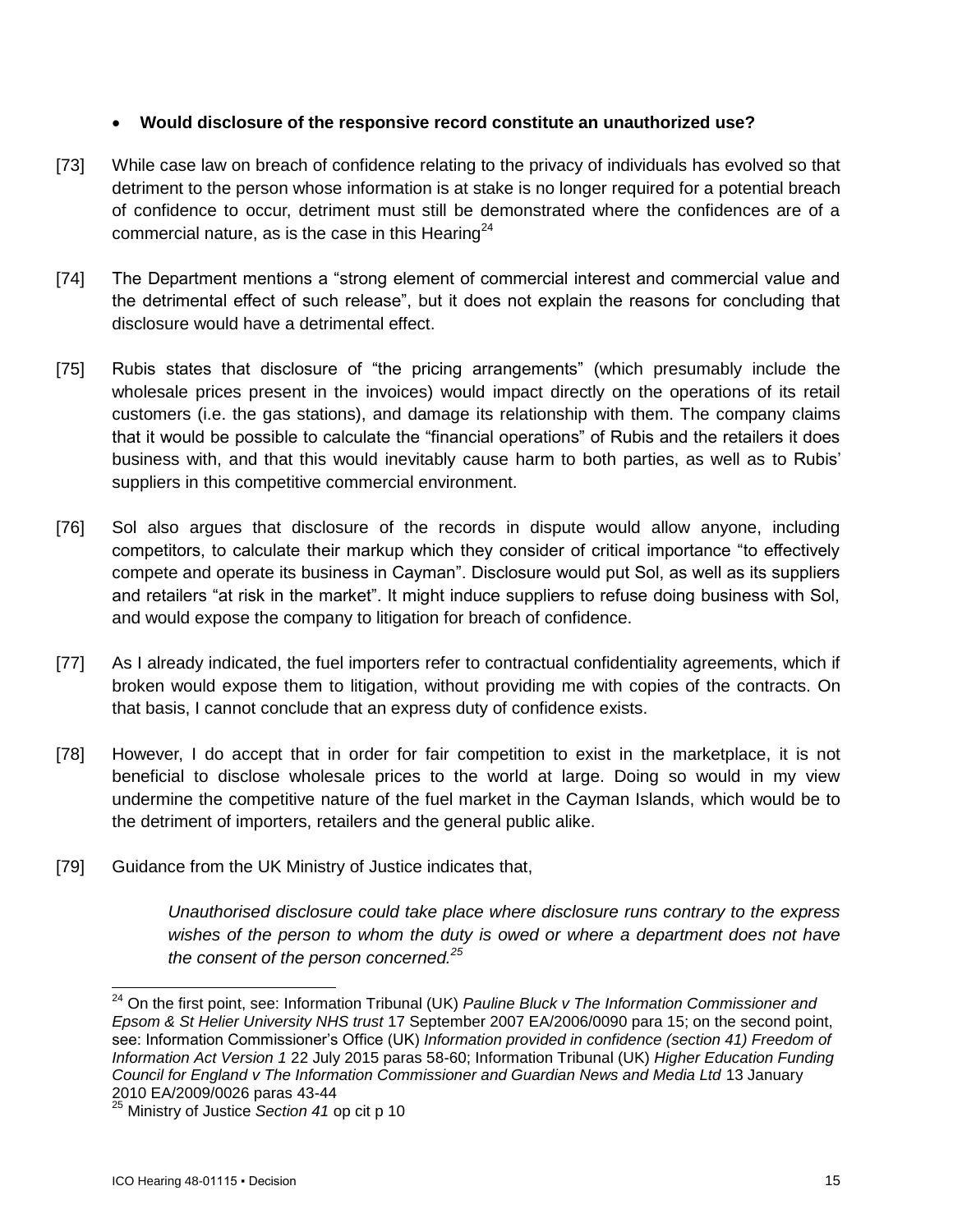- **Would disclosure of the responsive record constitute an unauthorized use?**

[73] While case law on breach of confidence relating to the privacy of individuals has evolved so that detriment to the person whose information is at stake is no longer required for a potential breach of confidence to occur, detriment must still be demonstrated where the confidences are of a commercial nature, as is the case in this Hearing[24]

[74] The Department mentions a "strong element of commercial interest and commercial value and the detrimental effect of such release", but it does not explain the reasons for concluding that disclosure would have a detrimental effect.

[75] Rubis states that disclosure of "the pricing arrangements" (which presumably include the wholesale prices present in the invoices) would impact directly on the operations of its retail customers (i.e. the gas stations), and damage its relationship with them. The company claims that it would be possible to calculate the "financial operations" of Rubis and the retailers it does business with, and that this would inevitably cause harm to both parties, as well as to Rubis' suppliers in this competitive commercial environment.

[76] Sol also argues that disclosure of the records in dispute would allow anyone, including competitors, to calculate their markup which they consider of critical importance "to effectively compete and operate its business in Cayman". Disclosure would put Sol, as well as its suppliers and retailers "at risk in the market". It might induce suppliers to refuse doing business with Sol, and would expose the company to litigation for breach of confidence.

[77] As I already indicated, the fuel importers refer to contractual confidentiality agreements, which if broken would expose them to litigation, without providing me with copies of the contracts. On that basis, I cannot conclude that an express duty of confidence exists.

[78] However, I do accept that in order for fair competition to exist in the marketplace, it is not beneficial to disclose wholesale prices to the world at large. Doing so would in my view undermine the competitive nature of the fuel market in the Cayman Islands, which would be to the detriment of importers, retailers and the general public alike.

[79] Guidance from the UK Ministry of Justice indicates that,

> *Unauthorised disclosure could take place where disclosure runs contrary to the express wishes of the person to whom the duty is owed or where a department does not have the consent of the person concerned.*[25]

---

[24] On the first point, see: Information Tribunal (UK) *Pauline Bluck v The Information Commissioner and Epsom & St Helier University NHS trust* 17 September 2007 EA/2006/0090 para 15; on the second point, see: Information Commissioner's Office (UK) *Information provided in confidence (section 41) Freedom of Information Act Version 1* 22 July 2015 paras 58-60; Information Tribunal (UK) *Higher Education Funding Council for England v The Information Commissioner and Guardian News and Media Ltd* 13 January 2010 EA/2009/0026 paras 43-44

[25] Ministry of Justice *Section 41* op cit p 10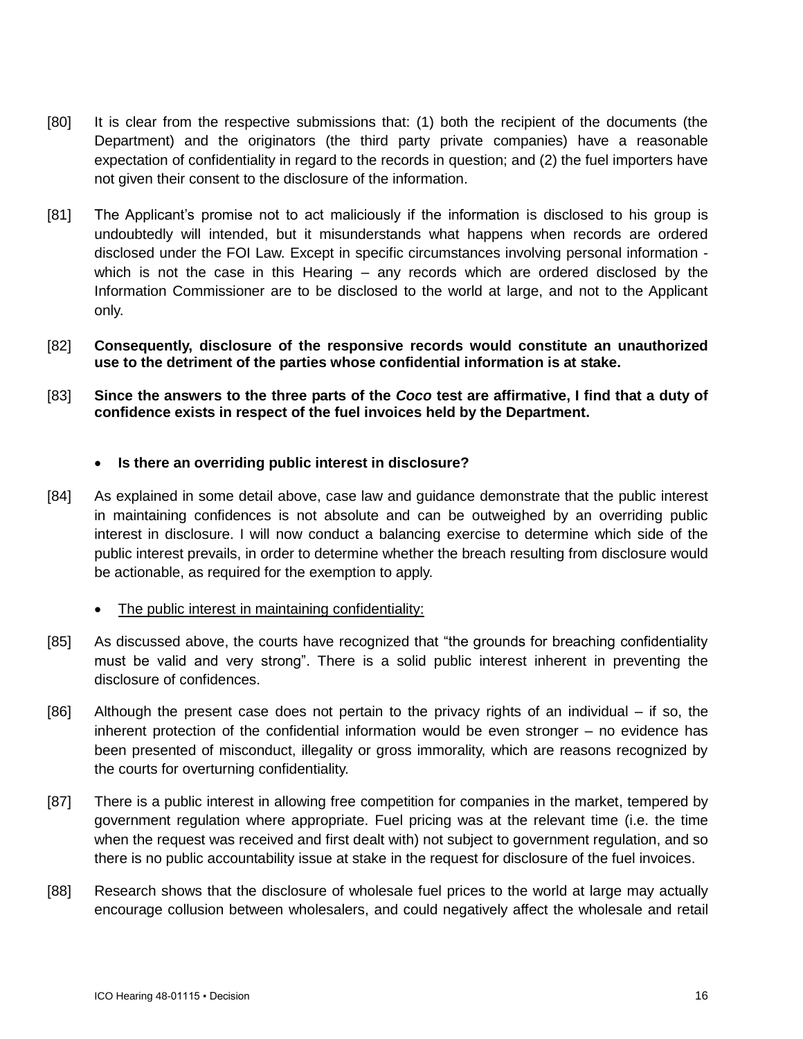[80] It is clear from the respective submissions that: (1) both the recipient of the documents (the Department) and the originators (the third party private companies) have a reasonable expectation of confidentiality in regard to the records in question; and (2) the fuel importers have not given their consent to the disclosure of the information.

[81] The Applicant's promise not to act maliciously if the information is disclosed to his group is undoubtedly will intended, but it misunderstands what happens when records are ordered disclosed under the FOI Law. Except in specific circumstances involving personal information - which is not the case in this Hearing – any records which are ordered disclosed by the Information Commissioner are to be disclosed to the world at large, and not to the Applicant only.

[82] **Consequently, disclosure of the responsive records would constitute an unauthorized use to the detriment of the parties whose confidential information is at stake.**

[83] **Since the answers to the three parts of the *Coco* test are affirmative, I find that a duty of confidence exists in respect of the fuel invoices held by the Department.**

- **Is there an overriding public interest in disclosure?**

[84] As explained in some detail above, case law and guidance demonstrate that the public interest in maintaining confidences is not absolute and can be outweighed by an overriding public interest in disclosure. I will now conduct a balancing exercise to determine which side of the public interest prevails, in order to determine whether the breach resulting from disclosure would be actionable, as required for the exemption to apply.

- <u>The public interest in maintaining confidentiality:</u>

[85] As discussed above, the courts have recognized that "the grounds for breaching confidentiality must be valid and very strong". There is a solid public interest inherent in preventing the disclosure of confidences.

[86] Although the present case does not pertain to the privacy rights of an individual – if so, the inherent protection of the confidential information would be even stronger – no evidence has been presented of misconduct, illegality or gross immorality, which are reasons recognized by the courts for overturning confidentiality.

[87] There is a public interest in allowing free competition for companies in the market, tempered by government regulation where appropriate. Fuel pricing was at the relevant time (i.e. the time when the request was received and first dealt with) not subject to government regulation, and so there is no public accountability issue at stake in the request for disclosure of the fuel invoices.

[88] Research shows that the disclosure of wholesale fuel prices to the world at large may actually encourage collusion between wholesalers, and could negatively affect the wholesale and retail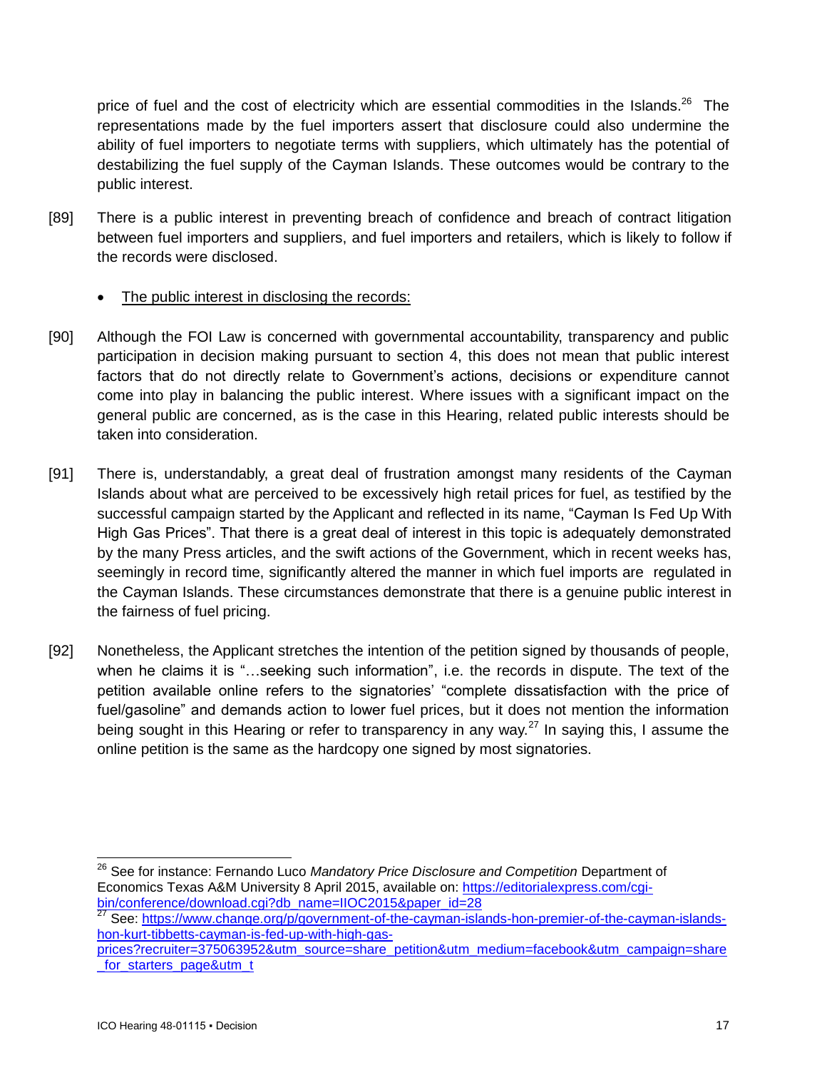price of fuel and the cost of electricity which are essential commodities in the Islands.[26] The representations made by the fuel importers assert that disclosure could also undermine the ability of fuel importers to negotiate terms with suppliers, which ultimately has the potential of destabilizing the fuel supply of the Cayman Islands. These outcomes would be contrary to the public interest.

[89] There is a public interest in preventing breach of confidence and breach of contract litigation between fuel importers and suppliers, and fuel importers and retailers, which is likely to follow if the records were disclosed.

- <u>The public interest in disclosing the records:</u>

[90] Although the FOI Law is concerned with governmental accountability, transparency and public participation in decision making pursuant to section 4, this does not mean that public interest factors that do not directly relate to Government's actions, decisions or expenditure cannot come into play in balancing the public interest. Where issues with a significant impact on the general public are concerned, as is the case in this Hearing, related public interests should be taken into consideration.

[91] There is, understandably, a great deal of frustration amongst many residents of the Cayman Islands about what are perceived to be excessively high retail prices for fuel, as testified by the successful campaign started by the Applicant and reflected in its name, "Cayman Is Fed Up With High Gas Prices". That there is a great deal of interest in this topic is adequately demonstrated by the many Press articles, and the swift actions of the Government, which in recent weeks has, seemingly in record time, significantly altered the manner in which fuel imports are regulated in the Cayman Islands. These circumstances demonstrate that there is a genuine public interest in the fairness of fuel pricing.

[92] Nonetheless, the Applicant stretches the intention of the petition signed by thousands of people, when he claims it is "…seeking such information", i.e. the records in dispute. The text of the petition available online refers to the signatories' "complete dissatisfaction with the price of fuel/gasoline" and demands action to lower fuel prices, but it does not mention the information being sought in this Hearing or refer to transparency in any way.[27] In saying this, I assume the online petition is the same as the hardcopy one signed by most signatories.

---

[26] See for instance: Fernando Luco *Mandatory Price Disclosure and Competition* Department of Economics Texas A&M University 8 April 2015, available on: https://editorialexpress.com/cgi-bin/conference/download.cgi?db_name=IIOC2015&paper_id=28

[27] See: https://www.change.org/p/government-of-the-cayman-islands-hon-premier-of-the-cayman-islands-hon-kurt-tibbetts-cayman-is-fed-up-with-high-gas-prices?recruiter=375063952&utm_source=share_petition&utm_medium=facebook&utm_campaign=share_for_starters_page&utm_t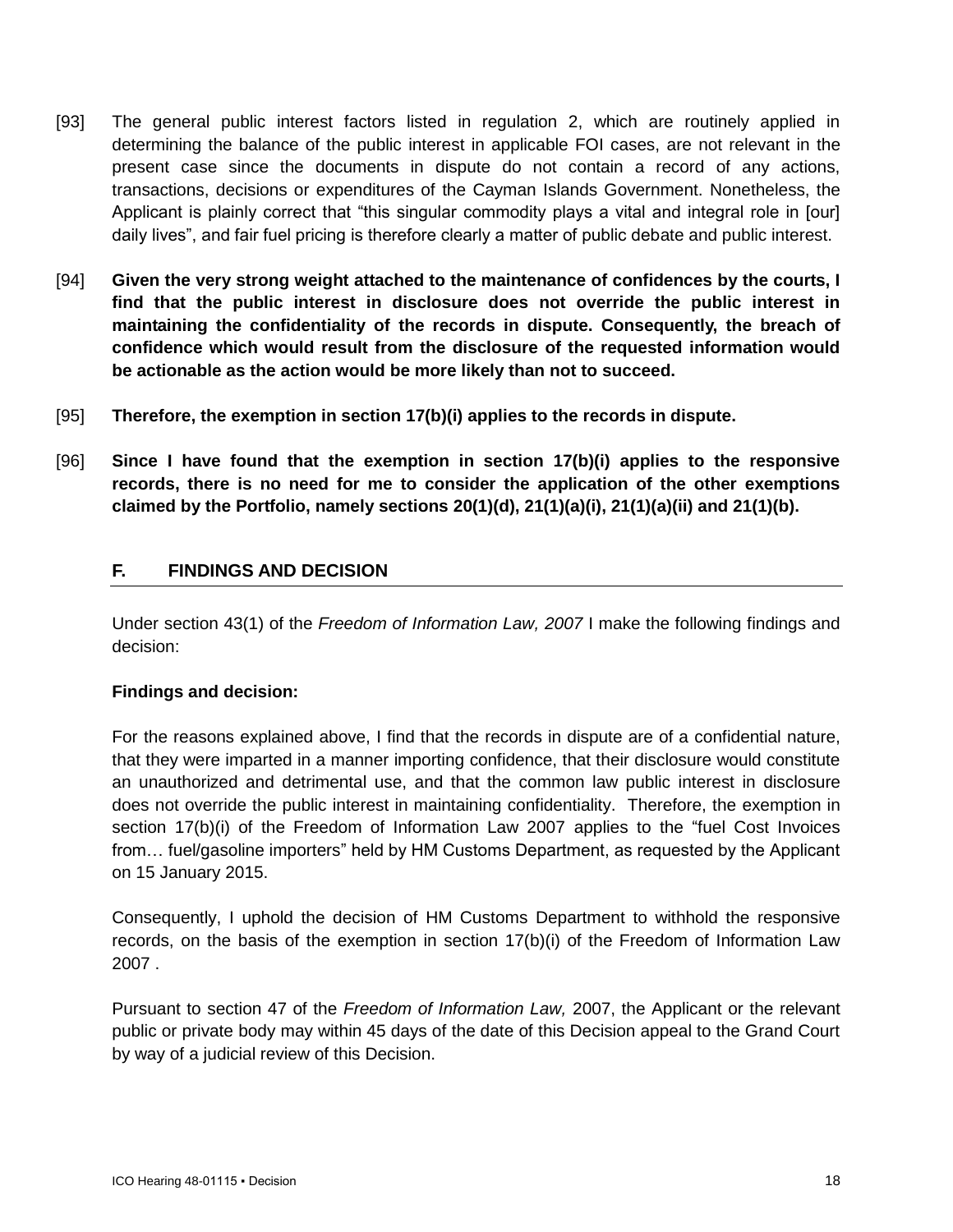[93] The general public interest factors listed in regulation 2, which are routinely applied in determining the balance of the public interest in applicable FOI cases, are not relevant in the present case since the documents in dispute do not contain a record of any actions, transactions, decisions or expenditures of the Cayman Islands Government. Nonetheless, the Applicant is plainly correct that "this singular commodity plays a vital and integral role in [our] daily lives", and fair fuel pricing is therefore clearly a matter of public debate and public interest.

[94] **Given the very strong weight attached to the maintenance of confidences by the courts, I find that the public interest in disclosure does not override the public interest in maintaining the confidentiality of the records in dispute. Consequently, the breach of confidence which would result from the disclosure of the requested information would be actionable as the action would be more likely than not to succeed.**

[95] **Therefore, the exemption in section 17(b)(i) applies to the records in dispute.**

[96] **Since I have found that the exemption in section 17(b)(i) applies to the responsive records, there is no need for me to consider the application of the other exemptions claimed by the Portfolio, namely sections 20(1)(d), 21(1)(a)(i), 21(1)(a)(ii) and 21(1)(b).**

## F. FINDINGS AND DECISION

Under section 43(1) of the *Freedom of Information Law, 2007* I make the following findings and decision:

**Findings and decision:**

For the reasons explained above, I find that the records in dispute are of a confidential nature, that they were imparted in a manner importing confidence, that their disclosure would constitute an unauthorized and detrimental use, and that the common law public interest in disclosure does not override the public interest in maintaining confidentiality. Therefore, the exemption in section 17(b)(i) of the Freedom of Information Law 2007 applies to the "fuel Cost Invoices from… fuel/gasoline importers" held by HM Customs Department, as requested by the Applicant on 15 January 2015.

Consequently, I uphold the decision of HM Customs Department to withhold the responsive records, on the basis of the exemption in section 17(b)(i) of the Freedom of Information Law 2007 .

Pursuant to section 47 of the *Freedom of Information Law,* 2007, the Applicant or the relevant public or private body may within 45 days of the date of this Decision appeal to the Grand Court by way of a judicial review of this Decision.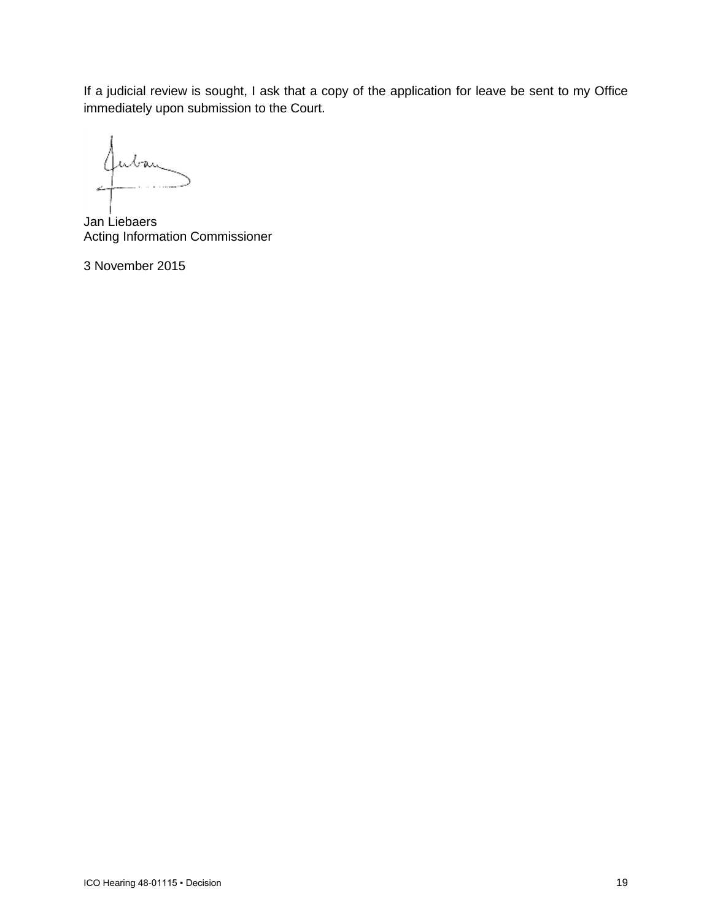If a judicial review is sought, I ask that a copy of the application for leave be sent to my Office immediately upon submission to the Court.

Jan Liebaers
Acting Information Commissioner

3 November 2015